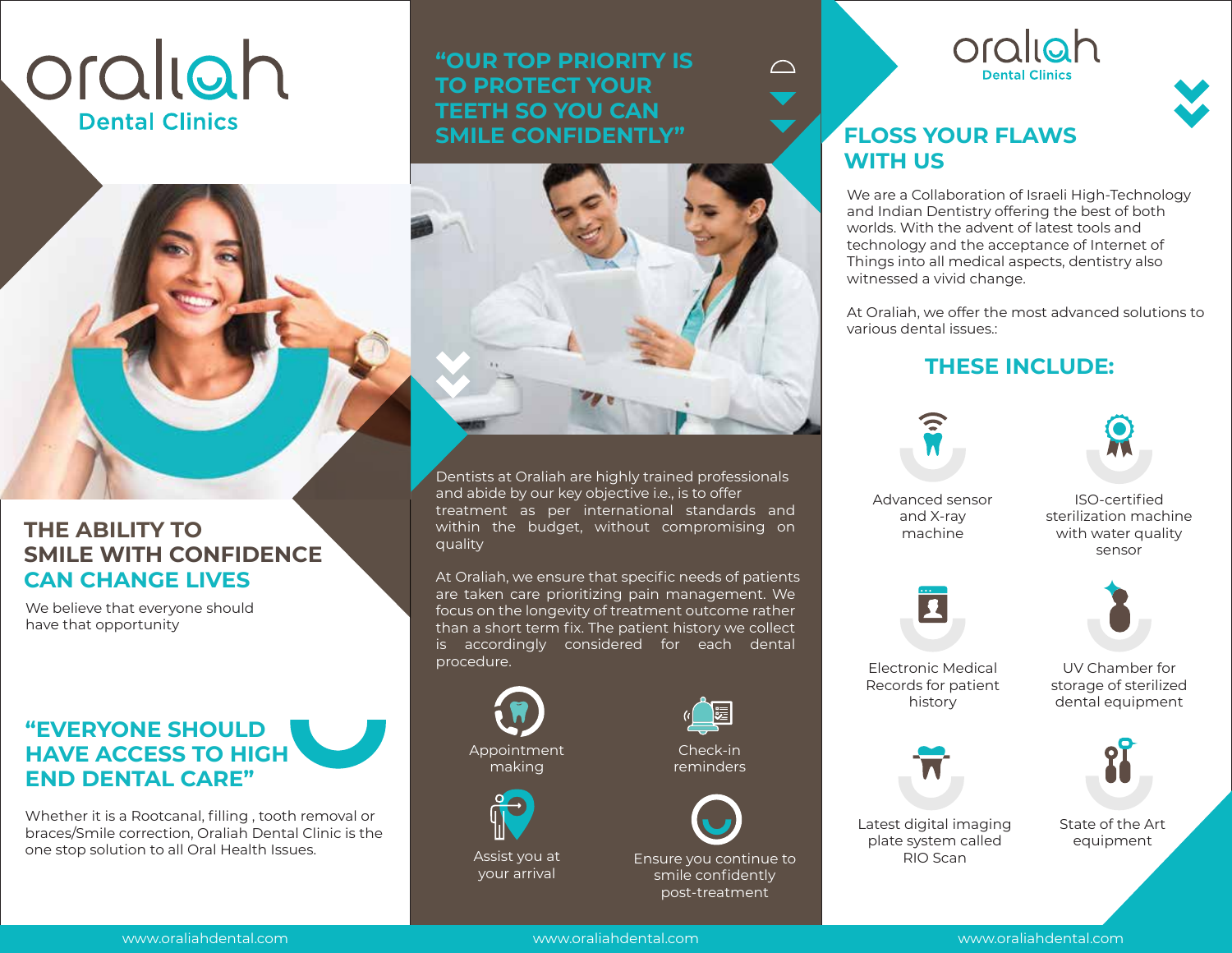# oraliah

Dental Clinics

## THE ABILITY TO SMILE WITH CONFIDENCE CAN CHANGE LIVES

We believe that everyone should have that opportunity

## "EVERYONE SHOULD HAVE ACCESS TO HIGH END DENTAL CARE"

Whether it is a Rootcanal, filling , tooth removal or braces/Smile correction, Oraliah Dental Clinic is the one stop solution to all Oral Health Issues.

www.oraliahdental.com

## "OUR TOP PRIORITY IS TO PROTECT YOUR TEETH SO YOU CAN SMILE CONFIDENTLY"

Dentists at Oraliah are highly trained professionals and abide by our key objective i.e., is to offer treatment as per international standards and within the budget, without compromising on quality

At Oraliah, we ensure that specific needs of patients are taken care prioritizing pain management. We focus on the longevity of treatment outcome rather than a short term fix. The patient history we collect is accordingly considered for each dental procedure.

- Appointment making
- Check-in reminders
- Assist you at your arrival
- Ensure you continue to smile confidently post-treatment

www.oraliahdental.com

# oraliah

Dental Clinics

## FLOSS YOUR FLAWS WITH US

We are a Collaboration of Israeli High-Technology and Indian Dentistry offering the best of both worlds. With the advent of latest tools and technology and the acceptance of Internet of Things into all medical aspects, dentistry also witnessed a vivid change.

At Oraliah, we offer the most advanced solutions to various dental issues.:

### THESE INCLUDE:

- Advanced sensor and X-ray machine
- ISO-certified sterilization machine with water quality sensor
- Electronic Medical Records for patient history
- UV Chamber for storage of sterilized dental equipment
- Latest digital imaging plate system called RIO Scan
- State of the Art equipment

www.oraliahdental.com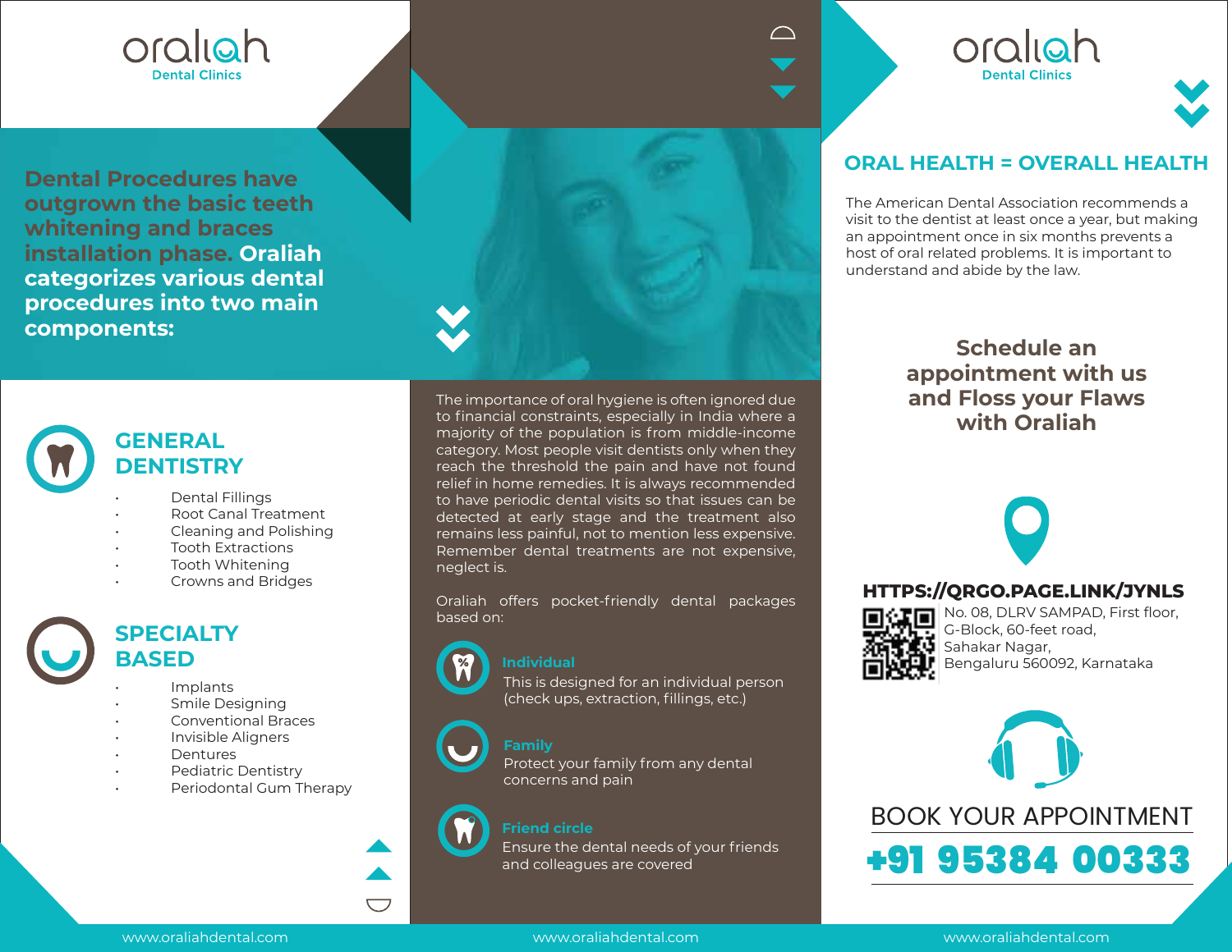oraliah
Dental Clinics

## Dental Procedures have outgrown the basic teeth whitening and braces installation phase. Oraliah categorizes various dental procedures into two main components:

### GENERAL DENTISTRY

- Dental Fillings
- Root Canal Treatment
- Cleaning and Polishing
- Tooth Extractions
- Tooth Whitening
- Crowns and Bridges

### SPECIALTY BASED

- Implants
- Smile Designing
- Conventional Braces
- Invisible Aligners
- Dentures
- Pediatric Dentistry
- Periodontal Gum Therapy

The importance of oral hygiene is often ignored due to financial constraints, especially in India where a majority of the population is from middle-income category. Most people visit dentists only when they reach the threshold the pain and have not found relief in home remedies. It is always recommended to have periodic dental visits so that issues can be detected at early stage and the treatment also remains less painful, not to mention less expensive. Remember dental treatments are not expensive, neglect is.

Oraliah offers pocket-friendly dental packages based on:

**Individual**
This is designed for an individual person (check ups, extraction, fillings, etc.)

**Family**
Protect your family from any dental concerns and pain

**Friend circle**
Ensure the dental needs of your friends and colleagues are covered

oraliah
Dental Clinics

## ORAL HEALTH = OVERALL HEALTH

The American Dental Association recommends a visit to the dentist at least once a year, but making an appointment once in six months prevents a host of oral related problems. It is important to understand and abide by the law.

### Schedule an appointment with us and Floss your Flaws with Oraliah

**HTTPS://QRGO.PAGE.LINK/JYNLS**

No. 08, DLRV SAMPAD, First floor,
G-Block, 60-feet road,
Sahakar Nagar,
Bengaluru 560092, Karnataka

BOOK YOUR APPOINTMENT

**+91 95384 00333**

www.oraliahdental.com